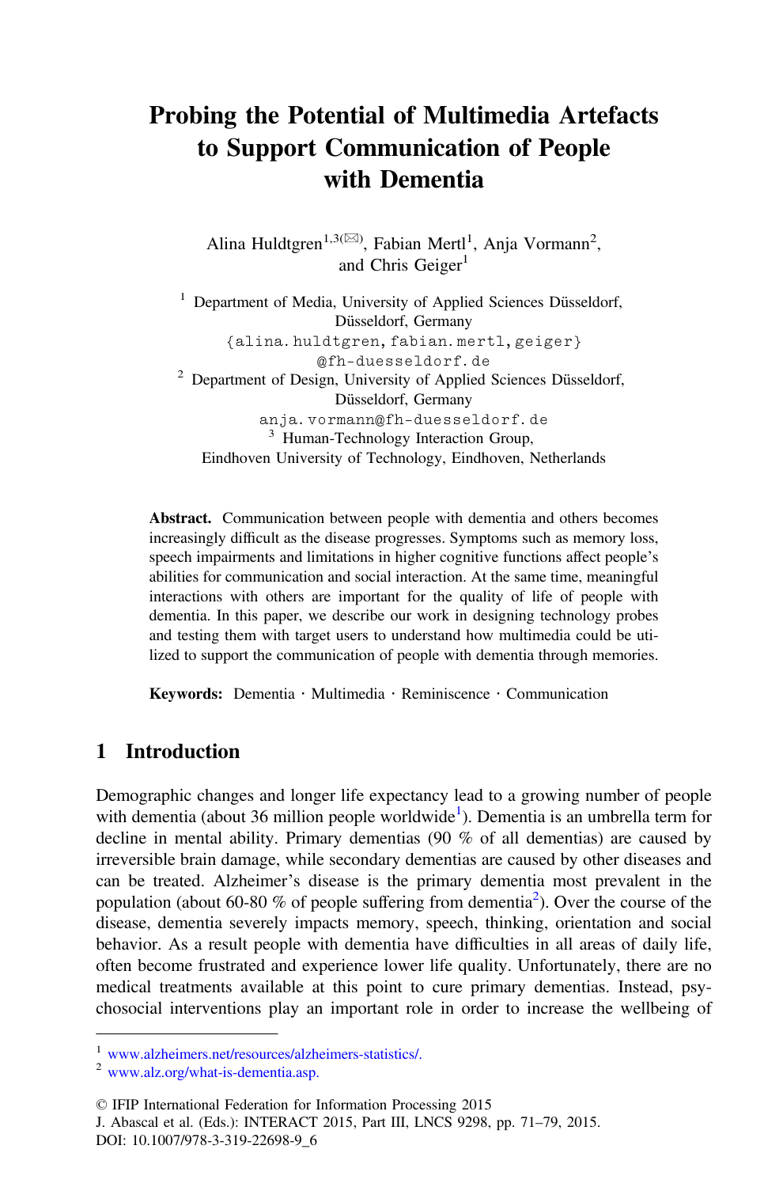# Probing the Potential of Multimedia Artefacts to Support Communication of People with Dementia

Alina Huldtgren[1,3(✉)], Fabian Mertl[1], Anja Vormann[2], and Chris Geiger[1]

[1] Department of Media, University of Applied Sciences Düsseldorf, Düsseldorf, Germany
{alina.huldtgren, fabian.mertl, geiger}@fh-duesseldorf.de

[2] Department of Design, University of Applied Sciences Düsseldorf, Düsseldorf, Germany
anja.vormann@fh-duesseldorf.de

[3] Human-Technology Interaction Group, Eindhoven University of Technology, Eindhoven, Netherlands

**Abstract.** Communication between people with dementia and others becomes increasingly difficult as the disease progresses. Symptoms such as memory loss, speech impairments and limitations in higher cognitive functions affect people's abilities for communication and social interaction. At the same time, meaningful interactions with others are important for the quality of life of people with dementia. In this paper, we describe our work in designing technology probes and testing them with target users to understand how multimedia could be utilized to support the communication of people with dementia through memories.

**Keywords:** Dementia · Multimedia · Reminiscence · Communication

## 1 Introduction

Demographic changes and longer life expectancy lead to a growing number of people with dementia (about 36 million people worldwide[1]). Dementia is an umbrella term for decline in mental ability. Primary dementias (90 % of all dementias) are caused by irreversible brain damage, while secondary dementias are caused by other diseases and can be treated. Alzheimer's disease is the primary dementia most prevalent in the population (about 60-80 % of people suffering from dementia[2]). Over the course of the disease, dementia severely impacts memory, speech, thinking, orientation and social behavior. As a result people with dementia have difficulties in all areas of daily life, often become frustrated and experience lower life quality. Unfortunately, there are no medical treatments available at this point to cure primary dementias. Instead, psychosocial interventions play an important role in order to increase the wellbeing of

[1] www.alzheimers.net/resources/alzheimers-statistics/.

[2] www.alz.org/what-is-dementia.asp.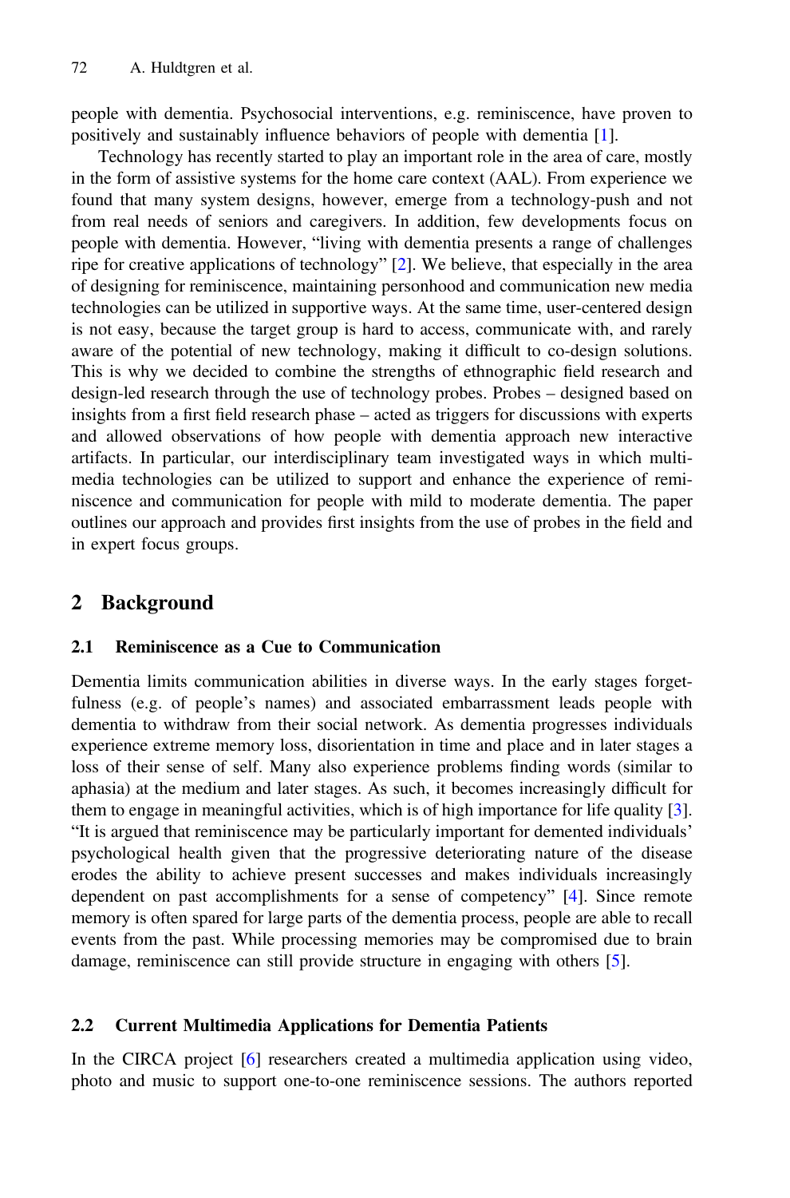people with dementia. Psychosocial interventions, e.g. reminiscence, have proven to positively and sustainably influence behaviors of people with dementia [1].

Technology has recently started to play an important role in the area of care, mostly in the form of assistive systems for the home care context (AAL). From experience we found that many system designs, however, emerge from a technology-push and not from real needs of seniors and caregivers. In addition, few developments focus on people with dementia. However, "living with dementia presents a range of challenges ripe for creative applications of technology" [2]. We believe, that especially in the area of designing for reminiscence, maintaining personhood and communication new media technologies can be utilized in supportive ways. At the same time, user-centered design is not easy, because the target group is hard to access, communicate with, and rarely aware of the potential of new technology, making it difficult to co-design solutions. This is why we decided to combine the strengths of ethnographic field research and design-led research through the use of technology probes. Probes – designed based on insights from a first field research phase – acted as triggers for discussions with experts and allowed observations of how people with dementia approach new interactive artifacts. In particular, our interdisciplinary team investigated ways in which multimedia technologies can be utilized to support and enhance the experience of reminiscence and communication for people with mild to moderate dementia. The paper outlines our approach and provides first insights from the use of probes in the field and in expert focus groups.

## 2 Background

### 2.1 Reminiscence as a Cue to Communication

Dementia limits communication abilities in diverse ways. In the early stages forgetfulness (e.g. of people's names) and associated embarrassment leads people with dementia to withdraw from their social network. As dementia progresses individuals experience extreme memory loss, disorientation in time and place and in later stages a loss of their sense of self. Many also experience problems finding words (similar to aphasia) at the medium and later stages. As such, it becomes increasingly difficult for them to engage in meaningful activities, which is of high importance for life quality [3]. "It is argued that reminiscence may be particularly important for demented individuals' psychological health given that the progressive deteriorating nature of the disease erodes the ability to achieve present successes and makes individuals increasingly dependent on past accomplishments for a sense of competency" [4]. Since remote memory is often spared for large parts of the dementia process, people are able to recall events from the past. While processing memories may be compromised due to brain damage, reminiscence can still provide structure in engaging with others [5].

### 2.2 Current Multimedia Applications for Dementia Patients

In the CIRCA project [6] researchers created a multimedia application using video, photo and music to support one-to-one reminiscence sessions. The authors reported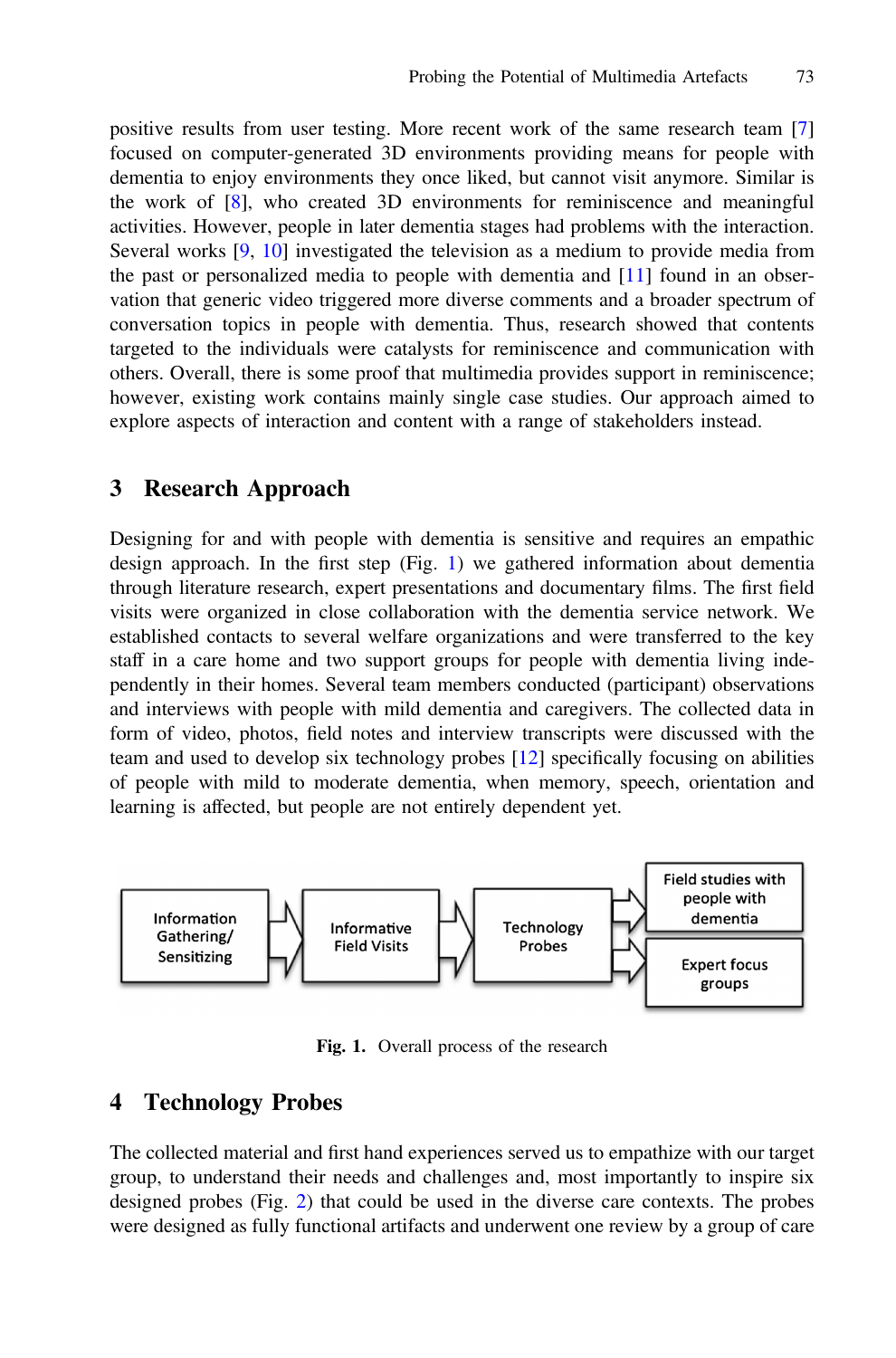positive results from user testing. More recent work of the same research team [7] focused on computer-generated 3D environments providing means for people with dementia to enjoy environments they once liked, but cannot visit anymore. Similar is the work of [8], who created 3D environments for reminiscence and meaningful activities. However, people in later dementia stages had problems with the interaction. Several works [9, 10] investigated the television as a medium to provide media from the past or personalized media to people with dementia and [11] found in an observation that generic video triggered more diverse comments and a broader spectrum of conversation topics in people with dementia. Thus, research showed that contents targeted to the individuals were catalysts for reminiscence and communication with others. Overall, there is some proof that multimedia provides support in reminiscence; however, existing work contains mainly single case studies. Our approach aimed to explore aspects of interaction and content with a range of stakeholders instead.

## 3 Research Approach

Designing for and with people with dementia is sensitive and requires an empathic design approach. In the first step (Fig. 1) we gathered information about dementia through literature research, expert presentations and documentary films. The first field visits were organized in close collaboration with the dementia service network. We established contacts to several welfare organizations and were transferred to the key staff in a care home and two support groups for people with dementia living independently in their homes. Several team members conducted (participant) observations and interviews with people with mild dementia and caregivers. The collected data in form of video, photos, field notes and interview transcripts were discussed with the team and used to develop six technology probes [12] specifically focusing on abilities of people with mild to moderate dementia, when memory, speech, orientation and learning is affected, but people are not entirely dependent yet.

Information Gathering/ Sensitizing → Informative Field Visits → Technology Probes → Field studies with people with dementia / Expert focus groups

**Fig. 1.** Overall process of the research

## 4 Technology Probes

The collected material and first hand experiences served us to empathize with our target group, to understand their needs and challenges and, most importantly to inspire six designed probes (Fig. 2) that could be used in the diverse care contexts. The probes were designed as fully functional artifacts and underwent one review by a group of care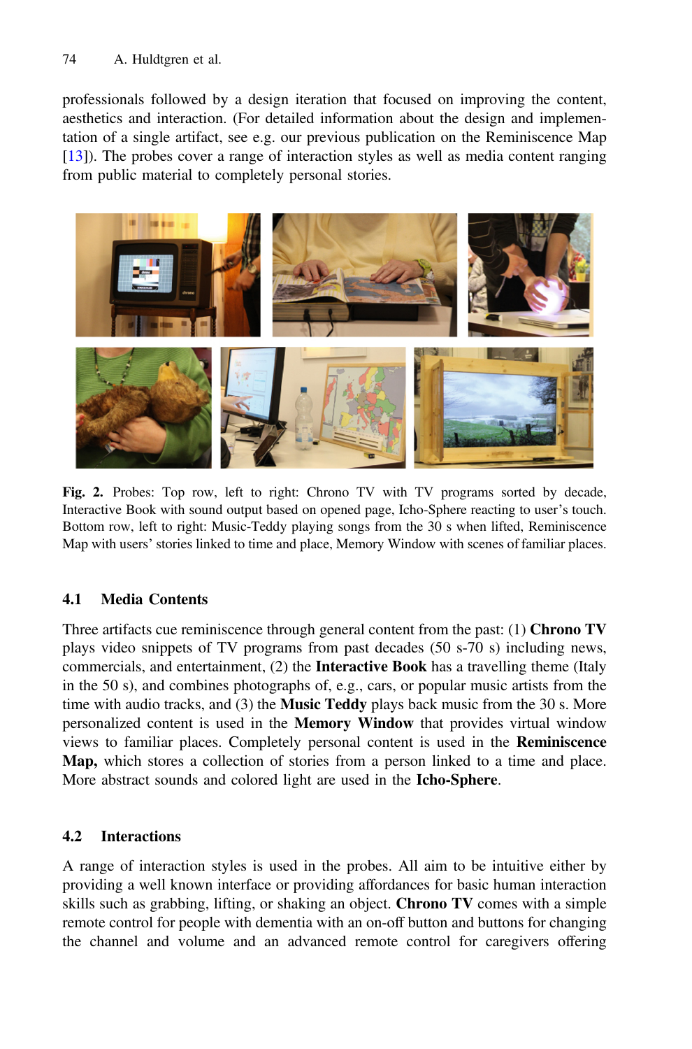professionals followed by a design iteration that focused on improving the content, aesthetics and interaction. (For detailed information about the design and implementation of a single artifact, see e.g. our previous publication on the Reminiscence Map [13]). The probes cover a range of interaction styles as well as media content ranging from public material to completely personal stories.

**Fig. 2.** Probes: Top row, left to right: Chrono TV with TV programs sorted by decade, Interactive Book with sound output based on opened page, Icho-Sphere reacting to user's touch. Bottom row, left to right: Music-Teddy playing songs from the 30 s when lifted, Reminiscence Map with users' stories linked to time and place, Memory Window with scenes of familiar places.

### 4.1 Media Contents

Three artifacts cue reminiscence through general content from the past: (1) **Chrono TV** plays video snippets of TV programs from past decades (50 s-70 s) including news, commercials, and entertainment, (2) the **Interactive Book** has a travelling theme (Italy in the 50 s), and combines photographs of, e.g., cars, or popular music artists from the time with audio tracks, and (3) the **Music Teddy** plays back music from the 30 s. More personalized content is used in the **Memory Window** that provides virtual window views to familiar places. Completely personal content is used in the **Reminiscence Map,** which stores a collection of stories from a person linked to a time and place. More abstract sounds and colored light are used in the **Icho-Sphere**.

### 4.2 Interactions

A range of interaction styles is used in the probes. All aim to be intuitive either by providing a well known interface or providing affordances for basic human interaction skills such as grabbing, lifting, or shaking an object. **Chrono TV** comes with a simple remote control for people with dementia with an on-off button and buttons for changing the channel and volume and an advanced remote control for caregivers offering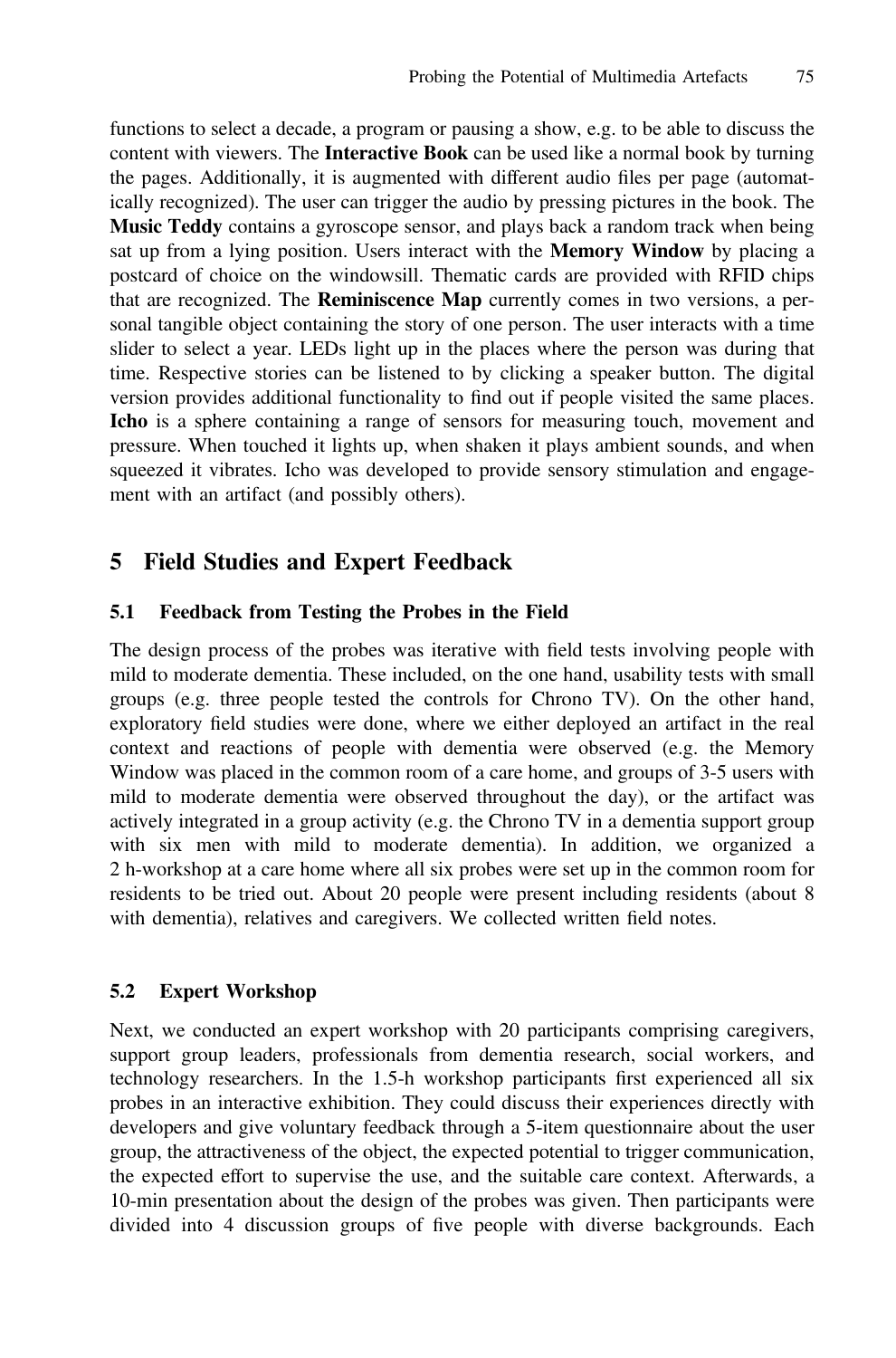functions to select a decade, a program or pausing a show, e.g. to be able to discuss the content with viewers. The **Interactive Book** can be used like a normal book by turning the pages. Additionally, it is augmented with different audio files per page (automatically recognized). The user can trigger the audio by pressing pictures in the book. The **Music Teddy** contains a gyroscope sensor, and plays back a random track when being sat up from a lying position. Users interact with the **Memory Window** by placing a postcard of choice on the windowsill. Thematic cards are provided with RFID chips that are recognized. The **Reminiscence Map** currently comes in two versions, a personal tangible object containing the story of one person. The user interacts with a time slider to select a year. LEDs light up in the places where the person was during that time. Respective stories can be listened to by clicking a speaker button. The digital version provides additional functionality to find out if people visited the same places. **Icho** is a sphere containing a range of sensors for measuring touch, movement and pressure. When touched it lights up, when shaken it plays ambient sounds, and when squeezed it vibrates. Icho was developed to provide sensory stimulation and engagement with an artifact (and possibly others).

## 5 Field Studies and Expert Feedback

### 5.1 Feedback from Testing the Probes in the Field

The design process of the probes was iterative with field tests involving people with mild to moderate dementia. These included, on the one hand, usability tests with small groups (e.g. three people tested the controls for Chrono TV). On the other hand, exploratory field studies were done, where we either deployed an artifact in the real context and reactions of people with dementia were observed (e.g. the Memory Window was placed in the common room of a care home, and groups of 3-5 users with mild to moderate dementia were observed throughout the day), or the artifact was actively integrated in a group activity (e.g. the Chrono TV in a dementia support group with six men with mild to moderate dementia). In addition, we organized a 2 h-workshop at a care home where all six probes were set up in the common room for residents to be tried out. About 20 people were present including residents (about 8 with dementia), relatives and caregivers. We collected written field notes.

### 5.2 Expert Workshop

Next, we conducted an expert workshop with 20 participants comprising caregivers, support group leaders, professionals from dementia research, social workers, and technology researchers. In the 1.5-h workshop participants first experienced all six probes in an interactive exhibition. They could discuss their experiences directly with developers and give voluntary feedback through a 5-item questionnaire about the user group, the attractiveness of the object, the expected potential to trigger communication, the expected effort to supervise the use, and the suitable care context. Afterwards, a 10-min presentation about the design of the probes was given. Then participants were divided into 4 discussion groups of five people with diverse backgrounds. Each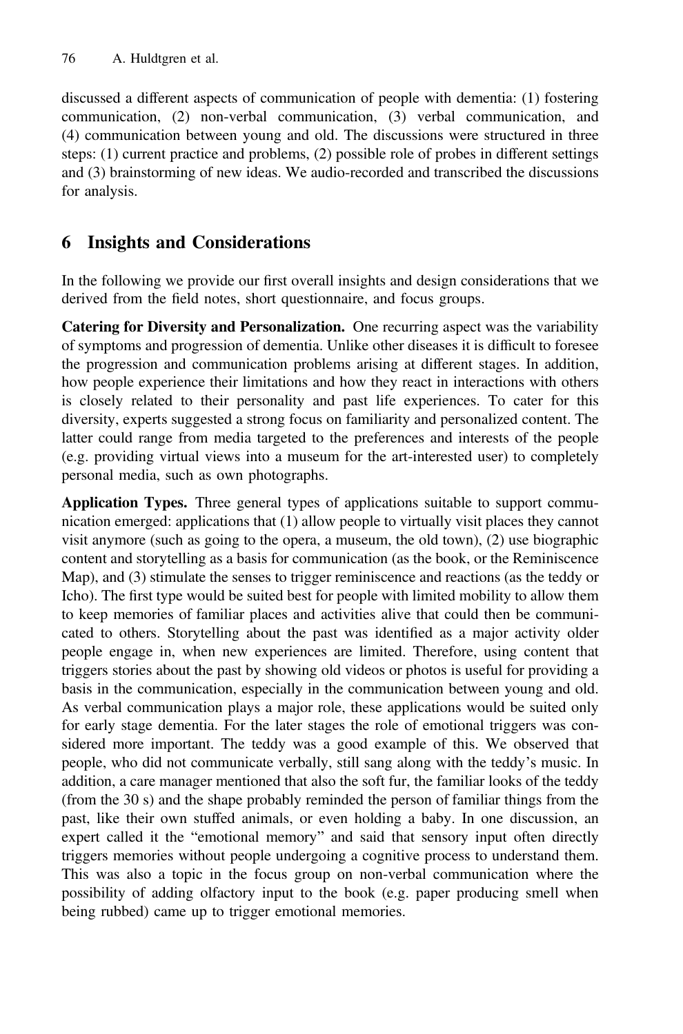discussed a different aspects of communication of people with dementia: (1) fostering communication, (2) non-verbal communication, (3) verbal communication, and (4) communication between young and old. The discussions were structured in three steps: (1) current practice and problems, (2) possible role of probes in different settings and (3) brainstorming of new ideas. We audio-recorded and transcribed the discussions for analysis.

## 6 Insights and Considerations

In the following we provide our first overall insights and design considerations that we derived from the field notes, short questionnaire, and focus groups.

**Catering for Diversity and Personalization.** One recurring aspect was the variability of symptoms and progression of dementia. Unlike other diseases it is difficult to foresee the progression and communication problems arising at different stages. In addition, how people experience their limitations and how they react in interactions with others is closely related to their personality and past life experiences. To cater for this diversity, experts suggested a strong focus on familiarity and personalized content. The latter could range from media targeted to the preferences and interests of the people (e.g. providing virtual views into a museum for the art-interested user) to completely personal media, such as own photographs.

**Application Types.** Three general types of applications suitable to support communication emerged: applications that (1) allow people to virtually visit places they cannot visit anymore (such as going to the opera, a museum, the old town), (2) use biographic content and storytelling as a basis for communication (as the book, or the Reminiscence Map), and (3) stimulate the senses to trigger reminiscence and reactions (as the teddy or Icho). The first type would be suited best for people with limited mobility to allow them to keep memories of familiar places and activities alive that could then be communicated to others. Storytelling about the past was identified as a major activity older people engage in, when new experiences are limited. Therefore, using content that triggers stories about the past by showing old videos or photos is useful for providing a basis in the communication, especially in the communication between young and old. As verbal communication plays a major role, these applications would be suited only for early stage dementia. For the later stages the role of emotional triggers was considered more important. The teddy was a good example of this. We observed that people, who did not communicate verbally, still sang along with the teddy's music. In addition, a care manager mentioned that also the soft fur, the familiar looks of the teddy (from the 30 s) and the shape probably reminded the person of familiar things from the past, like their own stuffed animals, or even holding a baby. In one discussion, an expert called it the "emotional memory" and said that sensory input often directly triggers memories without people undergoing a cognitive process to understand them. This was also a topic in the focus group on non-verbal communication where the possibility of adding olfactory input to the book (e.g. paper producing smell when being rubbed) came up to trigger emotional memories.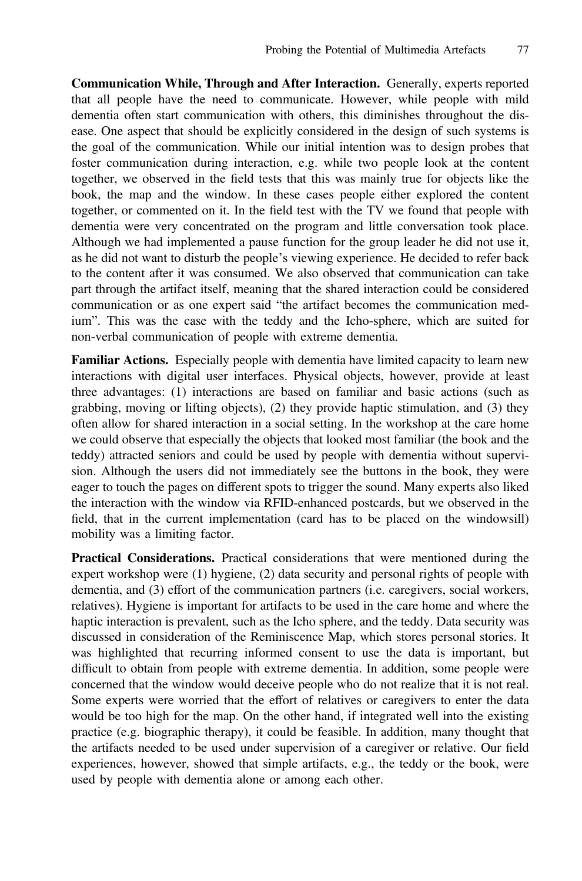**Communication While, Through and After Interaction.** Generally, experts reported that all people have the need to communicate. However, while people with mild dementia often start communication with others, this diminishes throughout the disease. One aspect that should be explicitly considered in the design of such systems is the goal of the communication. While our initial intention was to design probes that foster communication during interaction, e.g. while two people look at the content together, we observed in the field tests that this was mainly true for objects like the book, the map and the window. In these cases people either explored the content together, or commented on it. In the field test with the TV we found that people with dementia were very concentrated on the program and little conversation took place. Although we had implemented a pause function for the group leader he did not use it, as he did not want to disturb the people's viewing experience. He decided to refer back to the content after it was consumed. We also observed that communication can take part through the artifact itself, meaning that the shared interaction could be considered communication or as one expert said "the artifact becomes the communication medium". This was the case with the teddy and the Icho-sphere, which are suited for non-verbal communication of people with extreme dementia.

**Familiar Actions.** Especially people with dementia have limited capacity to learn new interactions with digital user interfaces. Physical objects, however, provide at least three advantages: (1) interactions are based on familiar and basic actions (such as grabbing, moving or lifting objects), (2) they provide haptic stimulation, and (3) they often allow for shared interaction in a social setting. In the workshop at the care home we could observe that especially the objects that looked most familiar (the book and the teddy) attracted seniors and could be used by people with dementia without supervision. Although the users did not immediately see the buttons in the book, they were eager to touch the pages on different spots to trigger the sound. Many experts also liked the interaction with the window via RFID-enhanced postcards, but we observed in the field, that in the current implementation (card has to be placed on the windowsill) mobility was a limiting factor.

**Practical Considerations.** Practical considerations that were mentioned during the expert workshop were (1) hygiene, (2) data security and personal rights of people with dementia, and (3) effort of the communication partners (i.e. caregivers, social workers, relatives). Hygiene is important for artifacts to be used in the care home and where the haptic interaction is prevalent, such as the Icho sphere, and the teddy. Data security was discussed in consideration of the Reminiscence Map, which stores personal stories. It was highlighted that recurring informed consent to use the data is important, but difficult to obtain from people with extreme dementia. In addition, some people were concerned that the window would deceive people who do not realize that it is not real. Some experts were worried that the effort of relatives or caregivers to enter the data would be too high for the map. On the other hand, if integrated well into the existing practice (e.g. biographic therapy), it could be feasible. In addition, many thought that the artifacts needed to be used under supervision of a caregiver or relative. Our field experiences, however, showed that simple artifacts, e.g., the teddy or the book, were used by people with dementia alone or among each other.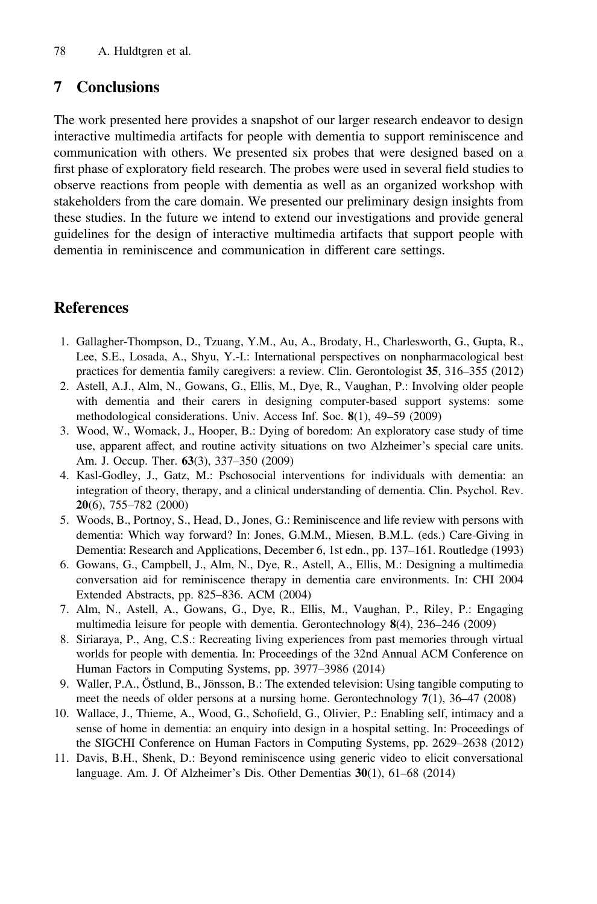## 7 Conclusions

The work presented here provides a snapshot of our larger research endeavor to design interactive multimedia artifacts for people with dementia to support reminiscence and communication with others. We presented six probes that were designed based on a first phase of exploratory field research. The probes were used in several field studies to observe reactions from people with dementia as well as an organized workshop with stakeholders from the care domain. We presented our preliminary design insights from these studies. In the future we intend to extend our investigations and provide general guidelines for the design of interactive multimedia artifacts that support people with dementia in reminiscence and communication in different care settings.

## References

1. Gallagher-Thompson, D., Tzuang, Y.M., Au, A., Brodaty, H., Charlesworth, G., Gupta, R., Lee, S.E., Losada, A., Shyu, Y.-I.: International perspectives on nonpharmacological best practices for dementia family caregivers: a review. Clin. Gerontologist **35**, 316–355 (2012)
2. Astell, A.J., Alm, N., Gowans, G., Ellis, M., Dye, R., Vaughan, P.: Involving older people with dementia and their carers in designing computer-based support systems: some methodological considerations. Univ. Access Inf. Soc. **8**(1), 49–59 (2009)
3. Wood, W., Womack, J., Hooper, B.: Dying of boredom: An exploratory case study of time use, apparent affect, and routine activity situations on two Alzheimer's special care units. Am. J. Occup. Ther. **63**(3), 337–350 (2009)
4. Kasl-Godley, J., Gatz, M.: Pschosocial interventions for individuals with dementia: an integration of theory, therapy, and a clinical understanding of dementia. Clin. Psychol. Rev. **20**(6), 755–782 (2000)
5. Woods, B., Portnoy, S., Head, D., Jones, G.: Reminiscence and life review with persons with dementia: Which way forward? In: Jones, G.M.M., Miesen, B.M.L. (eds.) Care-Giving in Dementia: Research and Applications, December 6, 1st edn., pp. 137–161. Routledge (1993)
6. Gowans, G., Campbell, J., Alm, N., Dye, R., Astell, A., Ellis, M.: Designing a multimedia conversation aid for reminiscence therapy in dementia care environments. In: CHI 2004 Extended Abstracts, pp. 825–836. ACM (2004)
7. Alm, N., Astell, A., Gowans, G., Dye, R., Ellis, M., Vaughan, P., Riley, P.: Engaging multimedia leisure for people with dementia. Gerontechnology **8**(4), 236–246 (2009)
8. Siriaraya, P., Ang, C.S.: Recreating living experiences from past memories through virtual worlds for people with dementia. In: Proceedings of the 32nd Annual ACM Conference on Human Factors in Computing Systems, pp. 3977–3986 (2014)
9. Waller, P.A., Östlund, B., Jönsson, B.: The extended television: Using tangible computing to meet the needs of older persons at a nursing home. Gerontechnology **7**(1), 36–47 (2008)
10. Wallace, J., Thieme, A., Wood, G., Schofield, G., Olivier, P.: Enabling self, intimacy and a sense of home in dementia: an enquiry into design in a hospital setting. In: Proceedings of the SIGCHI Conference on Human Factors in Computing Systems, pp. 2629–2638 (2012)
11. Davis, B.H., Shenk, D.: Beyond reminiscence using generic video to elicit conversational language. Am. J. Of Alzheimer's Dis. Other Dementias **30**(1), 61–68 (2014)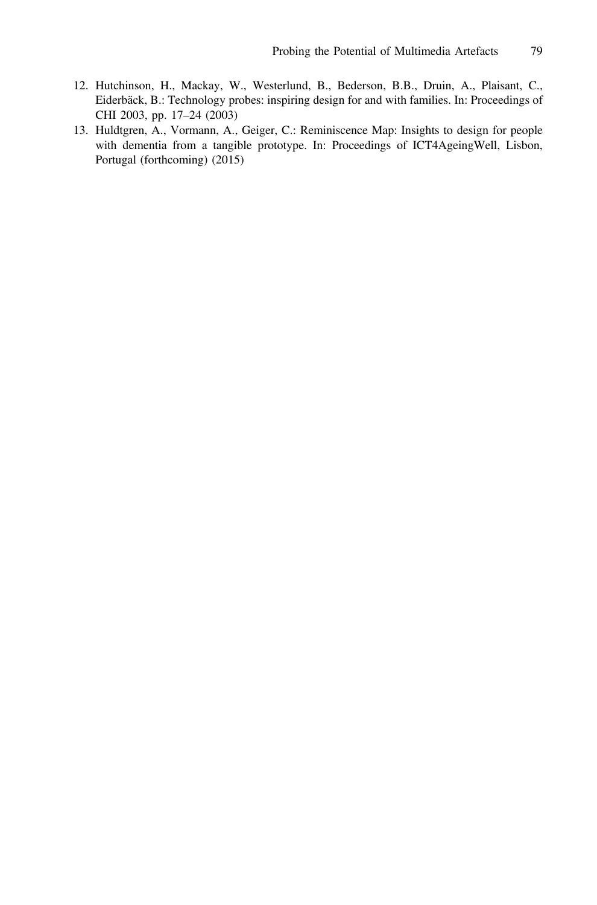12. Hutchinson, H., Mackay, W., Westerlund, B., Bederson, B.B., Druin, A., Plaisant, C., Eiderbäck, B.: Technology probes: inspiring design for and with families. In: Proceedings of CHI 2003, pp. 17–24 (2003)
13. Huldtgren, A., Vormann, A., Geiger, C.: Reminiscence Map: Insights to design for people with dementia from a tangible prototype. In: Proceedings of ICT4AgeingWell, Lisbon, Portugal (forthcoming) (2015)